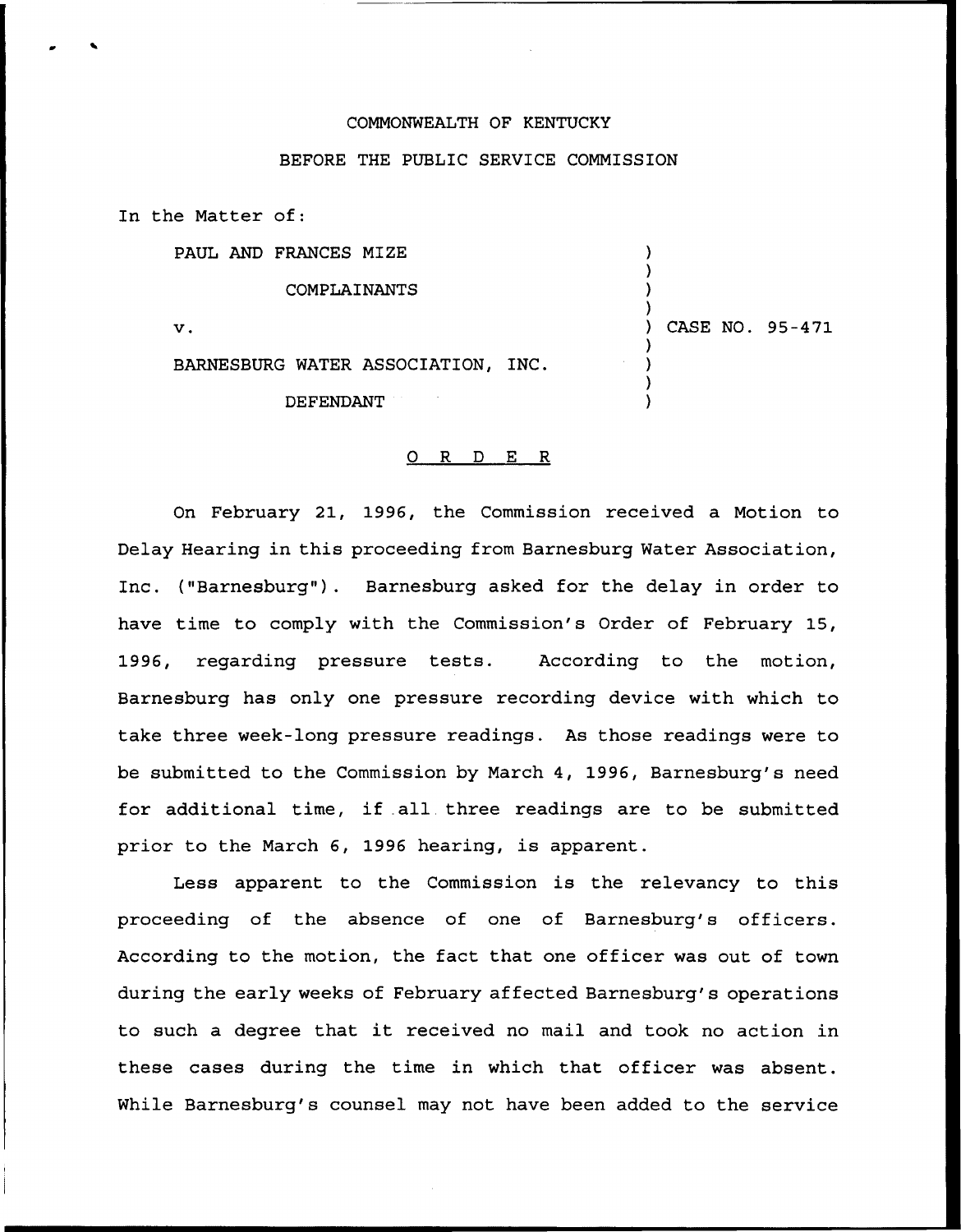COMMONWEALTH OF KENTUCKY

BEFORE THE PUBLIC SERVICE COMMISSION

In the Matter of:

PAUL AND FRANCES MIZE

COMPLAINANTS

v.

BARNESBURG WATER ASSOCIATION, INC.

DEFENDANT

) CASE NO. 95-471

O R D E R

On February 21, 1996, the Commission received a Motion to Delay Hearing in this proceeding from Barnesburg Water Association, Inc. ("Barnesburg"). Barnesburg asked for the delay in order to have time to comply with the Commission's Order of February 15, 1996, regarding pressure tests. According to the motion, Barnesburg has only one pressure recording device with which to take three week-long pressure readings. As those readings were to be submitted to the Commission by March 4, 1996, Barnesburg's need for additional time, if all three readings are to be submitted prior to the March 6, 1996 hearing, is apparent.

Less apparent to the Commission is the relevancy to this proceeding of the absence of one of Barnesburg's officers. According to the motion, the fact that one officer was out of town during the early weeks of February affected Barnesburg's operations to such a degree that it received no mail and took no action in these cases during the time in which that officer was absent. While Barnesburg's counsel may not have been added to the service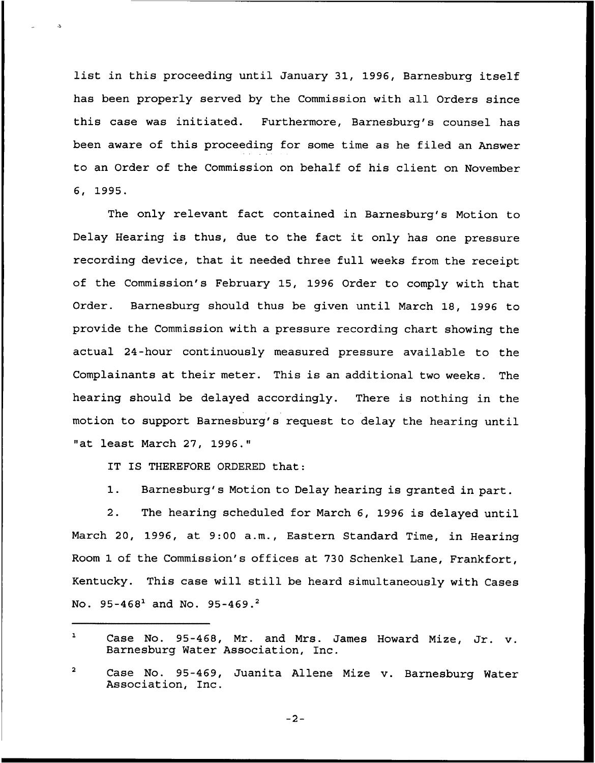list in this proceeding until January 31, 1996, Barnesburg itself has been properly served by the Commission with all Orders since this case was initiated. Furthermore, Barnesburg's counsel has been aware of this proceeding for some time as he filed an Answer to an Order of the Commission on behalf of his client on November 6, 1995.

The only relevant fact contained in Barnesburg's Motion to Delay Hearing is thus, due to the fact it only has one pressure recording device, that it needed three full weeks from the receipt of the Commission's February 15, 1996 Order to comply with that Order. Barnesburg should thus be given until March 18, 1996 to provide the Commission with a pressure recording chart showing the actual 24-hour continuously measured pressure available to the Complainants at their meter. This is an additional two weeks. The hearing should be delayed accordingly. There is nothing in the motion to support Barnesburg's request to delay the hearing until "at least March 27, 1996."

IT IS THEREFORE ORDERED that:

1. Barnesburg's Motion to Delay hearing is granted in part.

2. The hearing scheduled for March 6, 1996 is delayed until March 20, 1996, at 9:00 a.m., Eastern Standard Time, in Hearing Room 1 of the Commission's offices at 730 Schenkel Lane, Frankfort, Kentucky. This case will still be heard simultaneously with Cases No. 95-468[1] and No. 95-469.[2]

---

[1] Case No. 95-468, Mr. and Mrs. James Howard Mize, Jr. v. Barnesburg Water Association, Inc.

[2] Case No. 95-469, Juanita Allene Mize v. Barnesburg Water Association, Inc.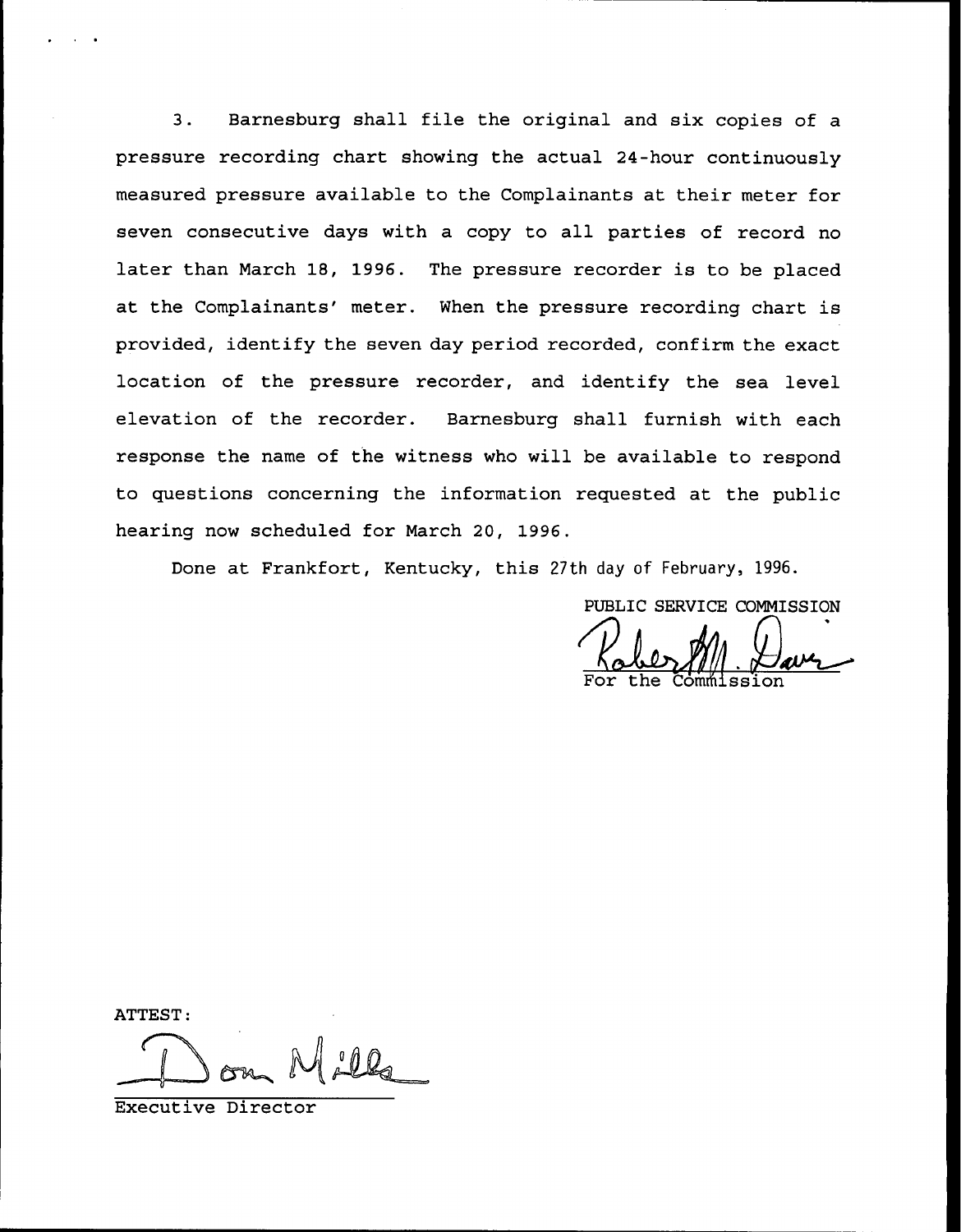3. Barnesburg shall file the original and six copies of a pressure recording chart showing the actual 24-hour continuously measured pressure available to the Complainants at their meter for seven consecutive days with a copy to all parties of record no later than March 18, 1996. The pressure recorder is to be placed at the Complainants' meter. When the pressure recording chart is provided, identify the seven day period recorded, confirm the exact location of the pressure recorder, and identify the sea level elevation of the recorder. Barnesburg shall furnish with each response the name of the witness who will be available to respond to questions concerning the information requested at the public hearing now scheduled for March 20, 1996.

Done at Frankfort, Kentucky, this 27th day of February, 1996.

PUBLIC SERVICE COMMISSION

For the Commission

ATTEST:

Executive Director